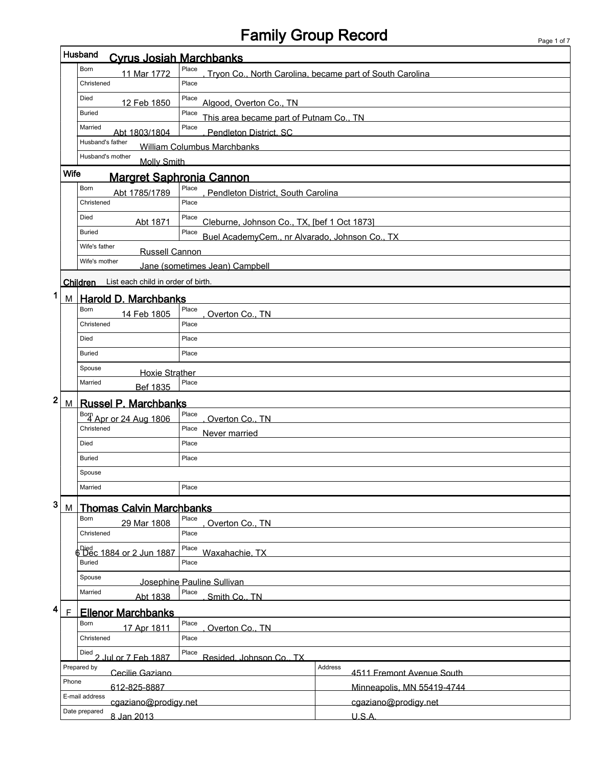# Family Group Record

## Husband: Cyrus Josiah Marchbanks

| Field | Date | Place |
|---|---|---|
| Born | 11 Mar 1772 | , Tryon Co., North Carolina, became part of South Carolina |
| Christened | | |
| Died | 12 Feb 1850 | Algood, Overton Co., TN |
| Buried | | This area became part of Putnam Co., TN |
| Married | Abt 1803/1804 | , Pendleton District, SC |

Husband's father: William Columbus Marchbanks

Husband's mother: Molly Smith

## Wife: Margret Saphronia Cannon

| Field | Date | Place |
|---|---|---|
| Born | Abt 1785/1789 | , Pendleton District, South Carolina |
| Christened | | |
| Died | Abt 1871 | Cleburne, Johnson Co., TX, [bef 1 Oct 1873] |
| Buried | | Buel AcademyCem., nr Alvarado, Johnson Co., TX |

Wife's father: Russell Cannon

Wife's mother: Jane (sometimes Jean) Campbell

## Children

List each child in order of birth.

### 1 M Harold D. Marchbanks

| Field | Date | Place |
|---|---|---|
| Born | 14 Feb 1805 | , Overton Co., TN |
| Christened | | |
| Died | | |
| Buried | | |
| Married | Bef 1835 | |

Spouse: Hoxie Strather

### 2 M Russel P. Marchbanks

| Field | Date | Place |
|---|---|---|
| Born | 4 Apr or 24 Aug 1806 | , Overton Co., TN |
| Christened | | Never married |
| Died | | |
| Buried | | |
| Married | | |

Spouse:

### 3 M Thomas Calvin Marchbanks

| Field | Date | Place |
|---|---|---|
| Born | 29 Mar 1808 | , Overton Co., TN |
| Christened | | |
| Died | 6 Dec 1884 or 2 Jun 1887 | Waxahachie, TX |
| Buried | | |
| Married | Abt 1838 | , Smith Co., TN |

Spouse: Josephine Pauline Sullivan

### 4 F Ellenor Marchbanks

| Field | Date | Place |
|---|---|---|
| Born | 17 Apr 1811 | , Overton Co., TN |
| Christened | | |
| Died | 2 Jul or 7 Feb 1887 | Resided, Johnson Co., TX |

---

| | | | |
|---|---|---|---|
| Prepared by | Cecilie Gaziano | Address | 4511 Fremont Avenue South |
| Phone | 612-825-8887 | | Minneapolis, MN 55419-4744 |
| E-mail address | cgaziano@prodigy.net | | cgaziano@prodigy.net |
| Date prepared | 8 Jan 2013 | | U.S.A. |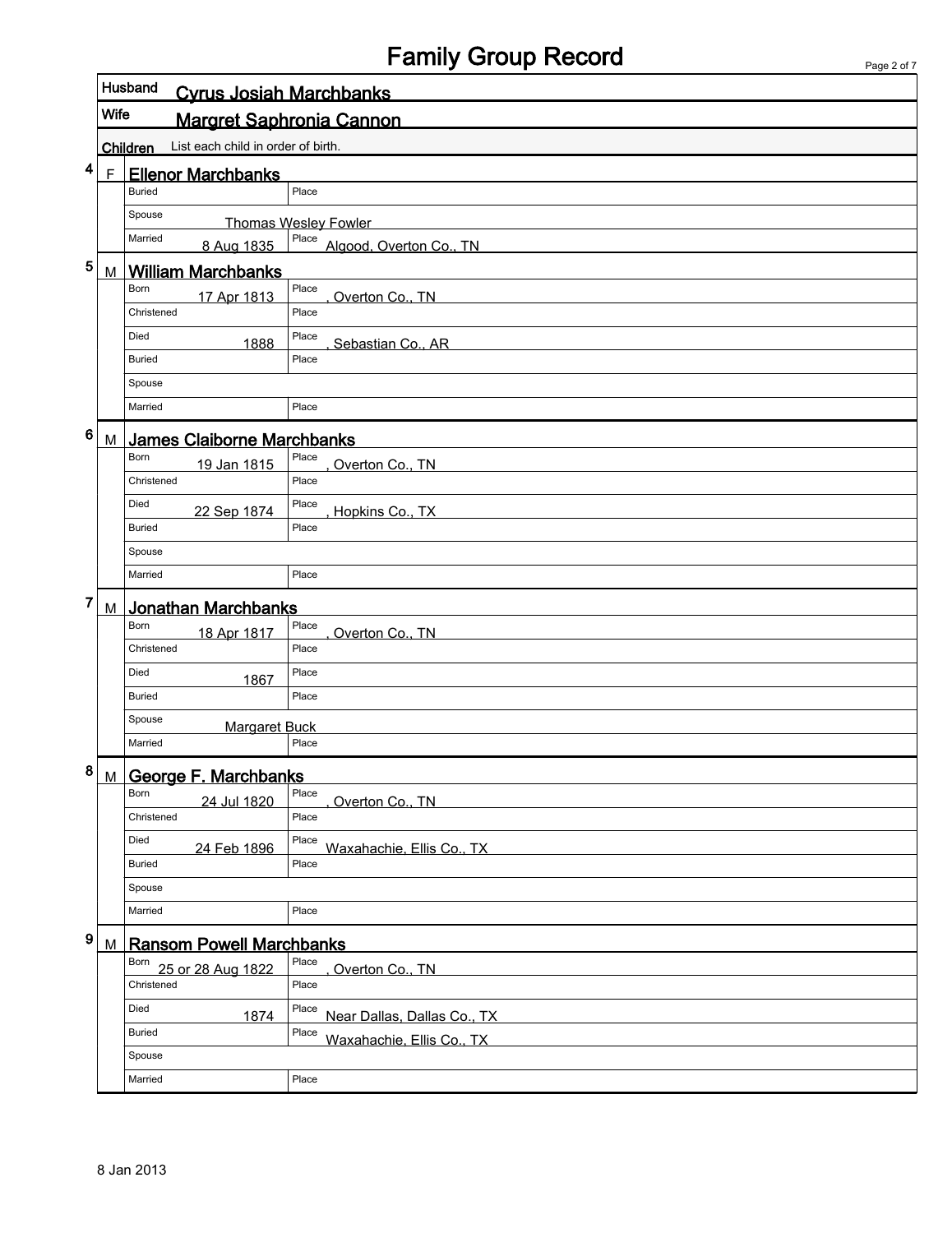# Family Group Record

**Husband** Cyrus Josiah Marchbanks

**Wife** Margret Saphronia Cannon

**Children** List each child in order of birth.

## 4 F Ellenor Marchbanks

| | | | |
|---|---|---|---|
| Buried | | Place | |
| Spouse | Thomas Wesley Fowler | | |
| Married | 8 Aug 1835 | Place | Algood, Overton Co., TN |

## 5 M William Marchbanks

| | | | |
|---|---|---|---|
| Born | 17 Apr 1813 | Place | , Overton Co., TN |
| Christened | | Place | |
| Died | 1888 | Place | , Sebastian Co., AR |
| Buried | | Place | |
| Spouse | | | |
| Married | | Place | |

## 6 M James Claiborne Marchbanks

| | | | |
|---|---|---|---|
| Born | 19 Jan 1815 | Place | , Overton Co., TN |
| Christened | | Place | |
| Died | 22 Sep 1874 | Place | , Hopkins Co., TX |
| Buried | | Place | |
| Spouse | | | |
| Married | | Place | |

## 7 M Jonathan Marchbanks

| | | | |
|---|---|---|---|
| Born | 18 Apr 1817 | Place | , Overton Co., TN |
| Christened | | Place | |
| Died | 1867 | Place | |
| Buried | | Place | |
| Spouse | Margaret Buck | | |
| Married | | Place | |

## 8 M George F. Marchbanks

| | | | |
|---|---|---|---|
| Born | 24 Jul 1820 | Place | , Overton Co., TN |
| Christened | | Place | |
| Died | 24 Feb 1896 | Place | Waxahachie, Ellis Co., TX |
| Buried | | Place | |
| Spouse | | | |
| Married | | Place | |

## 9 M Ransom Powell Marchbanks

| | | | |
|---|---|---|---|
| Born | 25 or 28 Aug 1822 | Place | , Overton Co., TN |
| Christened | | Place | |
| Died | 1874 | Place | Near Dallas, Dallas Co., TX |
| Buried | | Place | Waxahachie, Ellis Co., TX |
| Spouse | | | |
| Married | | Place | |

8 Jan 2013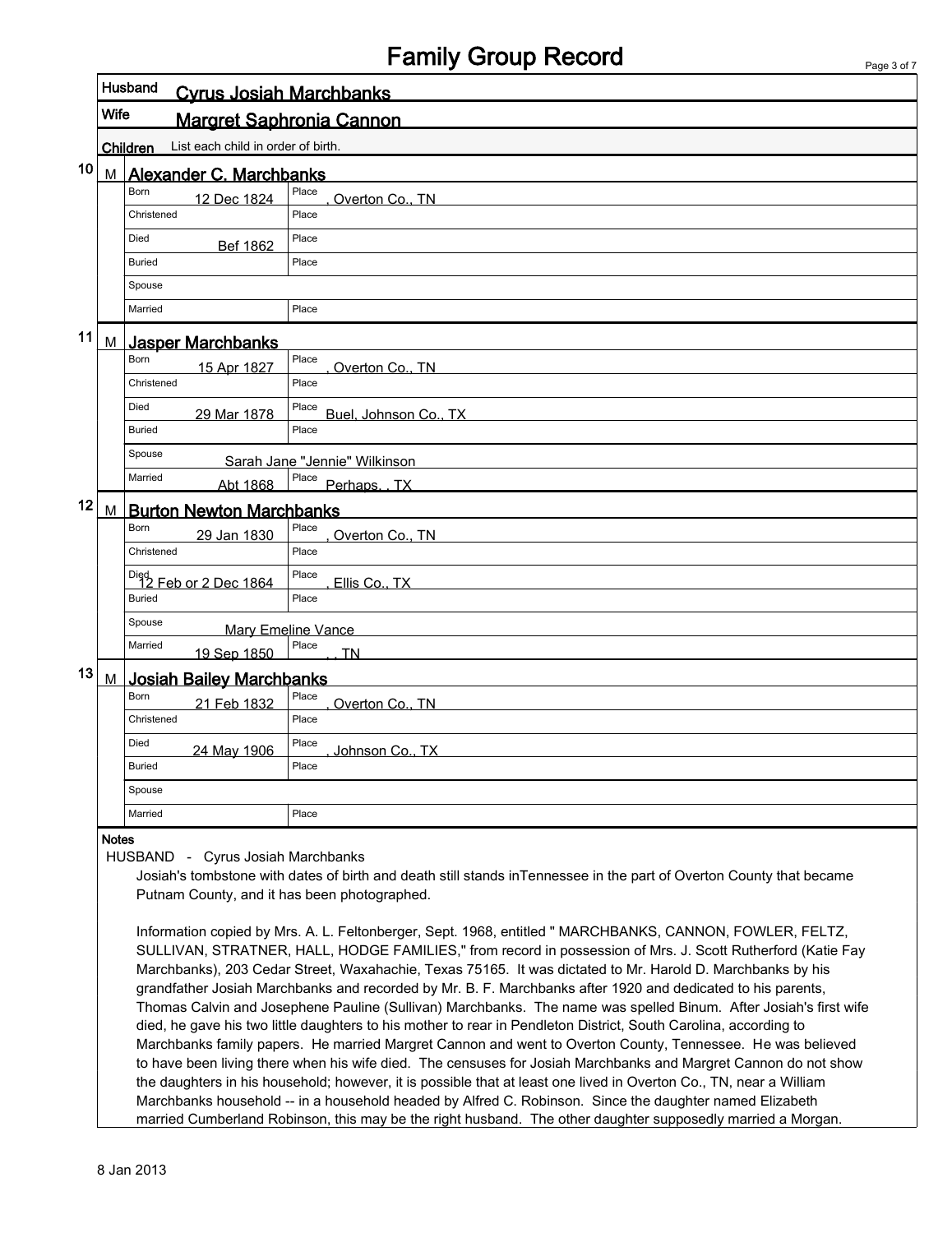# Family Group Record

**Husband** Cyrus Josiah Marchbanks

**Wife** Margret Saphronia Cannon

**Children** List each child in order of birth.

## 10 M Alexander C. Marchbanks

| | | | |
|---|---|---|---|
| Born | 12 Dec 1824 | Place | , Overton Co., TN |
| Christened | | Place | |
| Died | Bef 1862 | Place | |
| Buried | | Place | |
| Spouse | | | |
| Married | | Place | |

## 11 M Jasper Marchbanks

| | | | |
|---|---|---|---|
| Born | 15 Apr 1827 | Place | , Overton Co., TN |
| Christened | | Place | |
| Died | 29 Mar 1878 | Place | Buel, Johnson Co., TX |
| Buried | | Place | |
| Spouse | Sarah Jane "Jennie" Wilkinson | | |
| Married | Abt 1868 | Place | Perhaps, , TX |

## 12 M Burton Newton Marchbanks

| | | | |
|---|---|---|---|
| Born | 29 Jan 1830 | Place | , Overton Co., TN |
| Christened | | Place | |
| Died | 12 Feb or 2 Dec 1864 | Place | , Ellis Co., TX |
| Buried | | Place | |
| Spouse | Mary Emeline Vance | | |
| Married | 19 Sep 1850 | Place | , , TN |

## 13 M Josiah Bailey Marchbanks

| | | | |
|---|---|---|---|
| Born | 21 Feb 1832 | Place | , Overton Co., TN |
| Christened | | Place | |
| Died | 24 May 1906 | Place | , Johnson Co., TX |
| Buried | | Place | |
| Spouse | | | |
| Married | | Place | |

**Notes**

HUSBAND - Cyrus Josiah Marchbanks

Josiah's tombstone with dates of birth and death still stands inTennessee in the part of Overton County that became Putnam County, and it has been photographed.

Information copied by Mrs. A. L. Feltonberger, Sept. 1968, entitled " MARCHBANKS, CANNON, FOWLER, FELTZ, SULLIVAN, STRATNER, HALL, HODGE FAMILIES," from record in possession of Mrs. J. Scott Rutherford (Katie Fay Marchbanks), 203 Cedar Street, Waxahachie, Texas 75165. It was dictated to Mr. Harold D. Marchbanks by his grandfather Josiah Marchbanks and recorded by Mr. B. F. Marchbanks after 1920 and dedicated to his parents, Thomas Calvin and Josephene Pauline (Sullivan) Marchbanks. The name was spelled Binum. After Josiah's first wife died, he gave his two little daughters to his mother to rear in Pendleton District, South Carolina, according to Marchbanks family papers. He married Margret Cannon and went to Overton County, Tennessee. He was believed to have been living there when his wife died. The censuses for Josiah Marchbanks and Margret Cannon do not show the daughters in his household; however, it is possible that at least one lived in Overton Co., TN, near a William Marchbanks household -- in a household headed by Alfred C. Robinson. Since the daughter named Elizabeth married Cumberland Robinson, this may be the right husband. The other daughter supposedly married a Morgan.

8 Jan 2013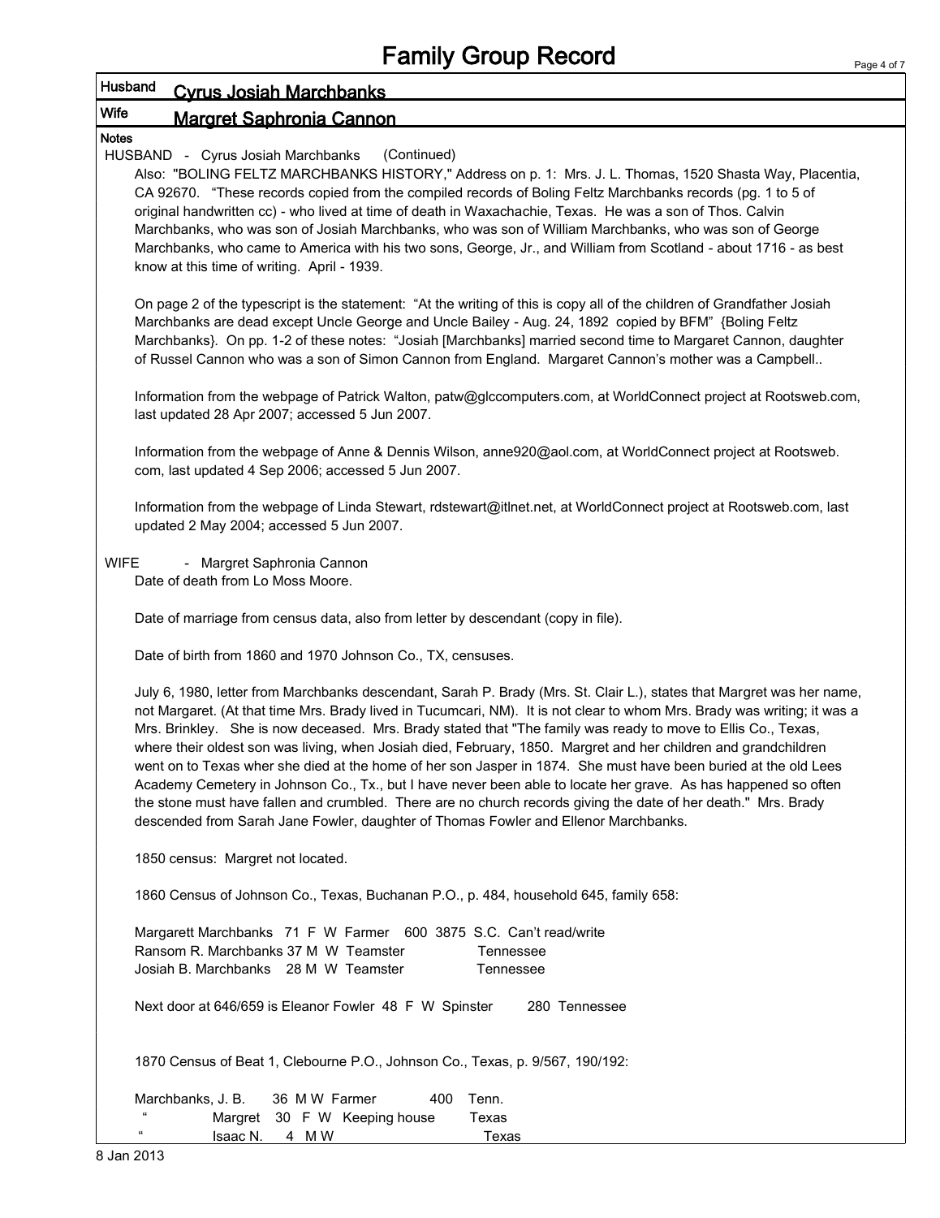# Family Group Record

**Husband** Cyrus Josiah Marchbanks

**Wife** Margret Saphronia Cannon

**Notes**

HUSBAND - Cyrus Josiah Marchbanks (Continued)

Also: "BOLING FELTZ MARCHBANKS HISTORY," Address on p. 1: Mrs. J. L. Thomas, 1520 Shasta Way, Placentia, CA 92670. "These records copied from the compiled records of Boling Feltz Marchbanks records (pg. 1 to 5 of original handwritten cc) - who lived at time of death in Waxachachie, Texas. He was a son of Thos. Calvin Marchbanks, who was son of Josiah Marchbanks, who was son of William Marchbanks, who was son of George Marchbanks, who came to America with his two sons, George, Jr., and William from Scotland - about 1716 - as best know at this time of writing. April - 1939.

On page 2 of the typescript is the statement: "At the writing of this is copy all of the children of Grandfather Josiah Marchbanks are dead except Uncle George and Uncle Bailey - Aug. 24, 1892 copied by BFM" {Boling Feltz Marchbanks}. On pp. 1-2 of these notes: "Josiah [Marchbanks] married second time to Margaret Cannon, daughter of Russel Cannon who was a son of Simon Cannon from England. Margaret Cannon's mother was a Campbell..

Information from the webpage of Patrick Walton, patw@glccomputers.com, at WorldConnect project at Rootsweb.com, last updated 28 Apr 2007; accessed 5 Jun 2007.

Information from the webpage of Anne & Dennis Wilson, anne920@aol.com, at WorldConnect project at Rootsweb.com, last updated 4 Sep 2006; accessed 5 Jun 2007.

Information from the webpage of Linda Stewart, rdstewart@itlnet.net, at WorldConnect project at Rootsweb.com, last updated 2 May 2004; accessed 5 Jun 2007.

WIFE - Margret Saphronia Cannon

Date of death from Lo Moss Moore.

Date of marriage from census data, also from letter by descendant (copy in file).

Date of birth from 1860 and 1970 Johnson Co., TX, censuses.

July 6, 1980, letter from Marchbanks descendant, Sarah P. Brady (Mrs. St. Clair L.), states that Margret was her name, not Margaret. (At that time Mrs. Brady lived in Tucumcari, NM). It is not clear to whom Mrs. Brady was writing; it was a Mrs. Brinkley. She is now deceased. Mrs. Brady stated that "The family was ready to move to Ellis Co., Texas, where their oldest son was living, when Josiah died, February, 1850. Margret and her children and grandchildren went on to Texas wher she died at the home of her son Jasper in 1874. She must have been buried at the old Lees Academy Cemetery in Johnson Co., Tx., but I have never been able to locate her grave. As has happened so often the stone must have fallen and crumbled. There are no church records giving the date of her death." Mrs. Brady descended from Sarah Jane Fowler, daughter of Thomas Fowler and Ellenor Marchbanks.

1850 census: Margret not located.

1860 Census of Johnson Co., Texas, Buchanan P.O., p. 484, household 645, family 658:

Margarett Marchbanks 71 F W Farmer 600 3875 S.C. Can't read/write
Ransom R. Marchbanks 37 M W Teamster Tennessee
Josiah B. Marchbanks 28 M W Teamster Tennessee

Next door at 646/659 is Eleanor Fowler 48 F W Spinster 280 Tennessee

1870 Census of Beat 1, Clebourne P.O., Johnson Co., Texas, p. 9/567, 190/192:

Marchbanks, J. B. 36 M W Farmer 400 Tenn.
" Margret 30 F W Keeping house Texas
" Isaac N. 4 M W Texas

8 Jan 2013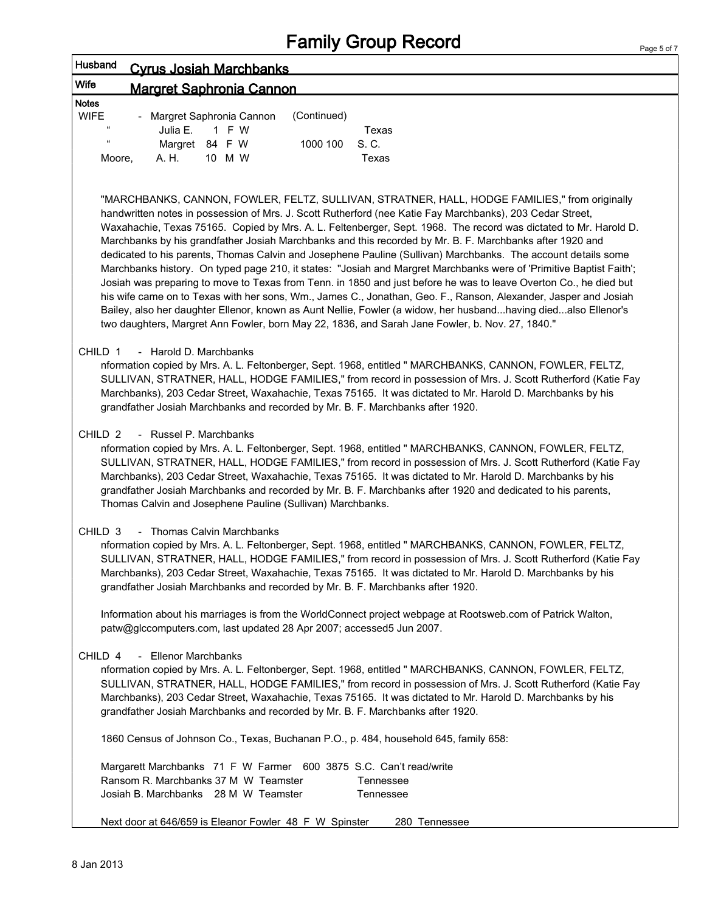# Family Group Record

**Husband** Cyrus Josiah Marchbanks

**Wife** Margret Saphronia Cannon

**Notes**

WIFE - Margret Saphronia Cannon (Continued)

| | | | | | | |
|---|---|---|---|---|---|---|
| " | Julia E. | 1 | F | W | | Texas |
| " | Margret | 84 | F | W | 1000 100 | S. C. |
| Moore, | A. H. | 10 | M | W | | Texas |

"MARCHBANKS, CANNON, FOWLER, FELTZ, SULLIVAN, STRATNER, HALL, HODGE FAMILIES," from originally handwritten notes in possession of Mrs. J. Scott Rutherford (nee Katie Fay Marchbanks), 203 Cedar Street, Waxahachie, Texas 75165. Copied by Mrs. A. L. Feltenberger, Sept. 1968. The record was dictated to Mr. Harold D. Marchbanks by his grandfather Josiah Marchbanks and this recorded by Mr. B. F. Marchbanks after 1920 and dedicated to his parents, Thomas Calvin and Josephene Pauline (Sullivan) Marchbanks. The account details some Marchbanks history. On typed page 210, it states: "Josiah and Margret Marchbanks were of 'Primitive Baptist Faith'; Josiah was preparing to move to Texas from Tenn. in 1850 and just before he was to leave Overton Co., he died but his wife came on to Texas with her sons, Wm., James C., Jonathan, Geo. F., Ranson, Alexander, Jasper and Josiah Bailey, also her daughter Ellenor, known as Aunt Nellie, Fowler (a widow, her husband...having died...also Ellenor's two daughters, Margret Ann Fowler, born May 22, 1836, and Sarah Jane Fowler, b. Nov. 27, 1840."

CHILD 1 - Harold D. Marchbanks

nformation copied by Mrs. A. L. Feltonberger, Sept. 1968, entitled " MARCHBANKS, CANNON, FOWLER, FELTZ, SULLIVAN, STRATNER, HALL, HODGE FAMILIES," from record in possession of Mrs. J. Scott Rutherford (Katie Fay Marchbanks), 203 Cedar Street, Waxahachie, Texas 75165. It was dictated to Mr. Harold D. Marchbanks by his grandfather Josiah Marchbanks and recorded by Mr. B. F. Marchbanks after 1920.

CHILD 2 - Russel P. Marchbanks

nformation copied by Mrs. A. L. Feltonberger, Sept. 1968, entitled " MARCHBANKS, CANNON, FOWLER, FELTZ, SULLIVAN, STRATNER, HALL, HODGE FAMILIES," from record in possession of Mrs. J. Scott Rutherford (Katie Fay Marchbanks), 203 Cedar Street, Waxahachie, Texas 75165. It was dictated to Mr. Harold D. Marchbanks by his grandfather Josiah Marchbanks and recorded by Mr. B. F. Marchbanks after 1920 and dedicated to his parents, Thomas Calvin and Josephene Pauline (Sullivan) Marchbanks.

CHILD 3 - Thomas Calvin Marchbanks

nformation copied by Mrs. A. L. Feltonberger, Sept. 1968, entitled " MARCHBANKS, CANNON, FOWLER, FELTZ, SULLIVAN, STRATNER, HALL, HODGE FAMILIES," from record in possession of Mrs. J. Scott Rutherford (Katie Fay Marchbanks), 203 Cedar Street, Waxahachie, Texas 75165. It was dictated to Mr. Harold D. Marchbanks by his grandfather Josiah Marchbanks and recorded by Mr. B. F. Marchbanks after 1920.

Information about his marriages is from the WorldConnect project webpage at Rootsweb.com of Patrick Walton, patw@glccomputers.com, last updated 28 Apr 2007; accessed5 Jun 2007.

CHILD 4 - Ellenor Marchbanks

nformation copied by Mrs. A. L. Feltonberger, Sept. 1968, entitled " MARCHBANKS, CANNON, FOWLER, FELTZ, SULLIVAN, STRATNER, HALL, HODGE FAMILIES," from record in possession of Mrs. J. Scott Rutherford (Katie Fay Marchbanks), 203 Cedar Street, Waxahachie, Texas 75165. It was dictated to Mr. Harold D. Marchbanks by his grandfather Josiah Marchbanks and recorded by Mr. B. F. Marchbanks after 1920.

1860 Census of Johnson Co., Texas, Buchanan P.O., p. 484, household 645, family 658:

Margarett Marchbanks 71 F W Farmer 600 3875 S.C. Can't read/write
Ransom R. Marchbanks 37 M W Teamster Tennessee
Josiah B. Marchbanks 28 M W Teamster Tennessee

Next door at 646/659 is Eleanor Fowler 48 F W Spinster 280 Tennessee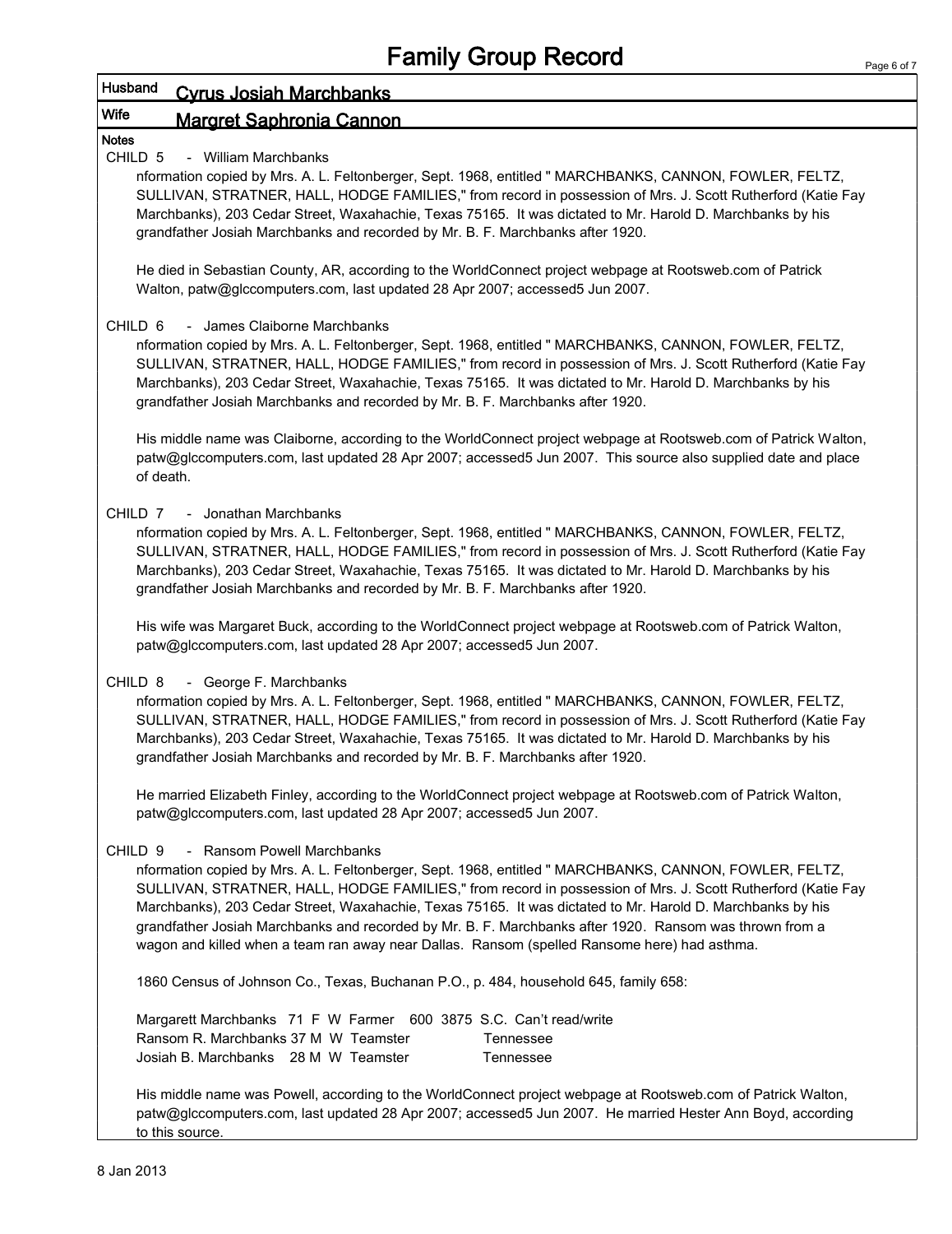# Family Group Record

**Husband** Cyrus Josiah Marchbanks

**Wife** Margret Saphronia Cannon

**Notes**

CHILD 5 - William Marchbanks

nformation copied by Mrs. A. L. Feltonberger, Sept. 1968, entitled " MARCHBANKS, CANNON, FOWLER, FELTZ, SULLIVAN, STRATNER, HALL, HODGE FAMILIES," from record in possession of Mrs. J. Scott Rutherford (Katie Fay Marchbanks), 203 Cedar Street, Waxahachie, Texas 75165. It was dictated to Mr. Harold D. Marchbanks by his grandfather Josiah Marchbanks and recorded by Mr. B. F. Marchbanks after 1920.

He died in Sebastian County, AR, according to the WorldConnect project webpage at Rootsweb.com of Patrick Walton, patw@glccomputers.com, last updated 28 Apr 2007; accessed5 Jun 2007.

CHILD 6 - James Claiborne Marchbanks

nformation copied by Mrs. A. L. Feltonberger, Sept. 1968, entitled " MARCHBANKS, CANNON, FOWLER, FELTZ, SULLIVAN, STRATNER, HALL, HODGE FAMILIES," from record in possession of Mrs. J. Scott Rutherford (Katie Fay Marchbanks), 203 Cedar Street, Waxahachie, Texas 75165. It was dictated to Mr. Harold D. Marchbanks by his grandfather Josiah Marchbanks and recorded by Mr. B. F. Marchbanks after 1920.

His middle name was Claiborne, according to the WorldConnect project webpage at Rootsweb.com of Patrick Walton, patw@glccomputers.com, last updated 28 Apr 2007; accessed5 Jun 2007. This source also supplied date and place of death.

CHILD 7 - Jonathan Marchbanks

nformation copied by Mrs. A. L. Feltonberger, Sept. 1968, entitled " MARCHBANKS, CANNON, FOWLER, FELTZ, SULLIVAN, STRATNER, HALL, HODGE FAMILIES," from record in possession of Mrs. J. Scott Rutherford (Katie Fay Marchbanks), 203 Cedar Street, Waxahachie, Texas 75165. It was dictated to Mr. Harold D. Marchbanks by his grandfather Josiah Marchbanks and recorded by Mr. B. F. Marchbanks after 1920.

His wife was Margaret Buck, according to the WorldConnect project webpage at Rootsweb.com of Patrick Walton, patw@glccomputers.com, last updated 28 Apr 2007; accessed5 Jun 2007.

CHILD 8 - George F. Marchbanks

nformation copied by Mrs. A. L. Feltonberger, Sept. 1968, entitled " MARCHBANKS, CANNON, FOWLER, FELTZ, SULLIVAN, STRATNER, HALL, HODGE FAMILIES," from record in possession of Mrs. J. Scott Rutherford (Katie Fay Marchbanks), 203 Cedar Street, Waxahachie, Texas 75165. It was dictated to Mr. Harold D. Marchbanks by his grandfather Josiah Marchbanks and recorded by Mr. B. F. Marchbanks after 1920.

He married Elizabeth Finley, according to the WorldConnect project webpage at Rootsweb.com of Patrick Walton, patw@glccomputers.com, last updated 28 Apr 2007; accessed5 Jun 2007.

CHILD 9 - Ransom Powell Marchbanks

nformation copied by Mrs. A. L. Feltonberger, Sept. 1968, entitled " MARCHBANKS, CANNON, FOWLER, FELTZ, SULLIVAN, STRATNER, HALL, HODGE FAMILIES," from record in possession of Mrs. J. Scott Rutherford (Katie Fay Marchbanks), 203 Cedar Street, Waxahachie, Texas 75165. It was dictated to Mr. Harold D. Marchbanks by his grandfather Josiah Marchbanks and recorded by Mr. B. F. Marchbanks after 1920. Ransom was thrown from a wagon and killed when a team ran away near Dallas. Ransom (spelled Ransome here) had asthma.

1860 Census of Johnson Co., Texas, Buchanan P.O., p. 484, household 645, family 658:

Margarett Marchbanks 71 F W Farmer 600 3875 S.C. Can't read/write
Ransom R. Marchbanks 37 M W Teamster Tennessee
Josiah B. Marchbanks 28 M W Teamster Tennessee

His middle name was Powell, according to the WorldConnect project webpage at Rootsweb.com of Patrick Walton, patw@glccomputers.com, last updated 28 Apr 2007; accessed5 Jun 2007. He married Hester Ann Boyd, according to this source.

8 Jan 2013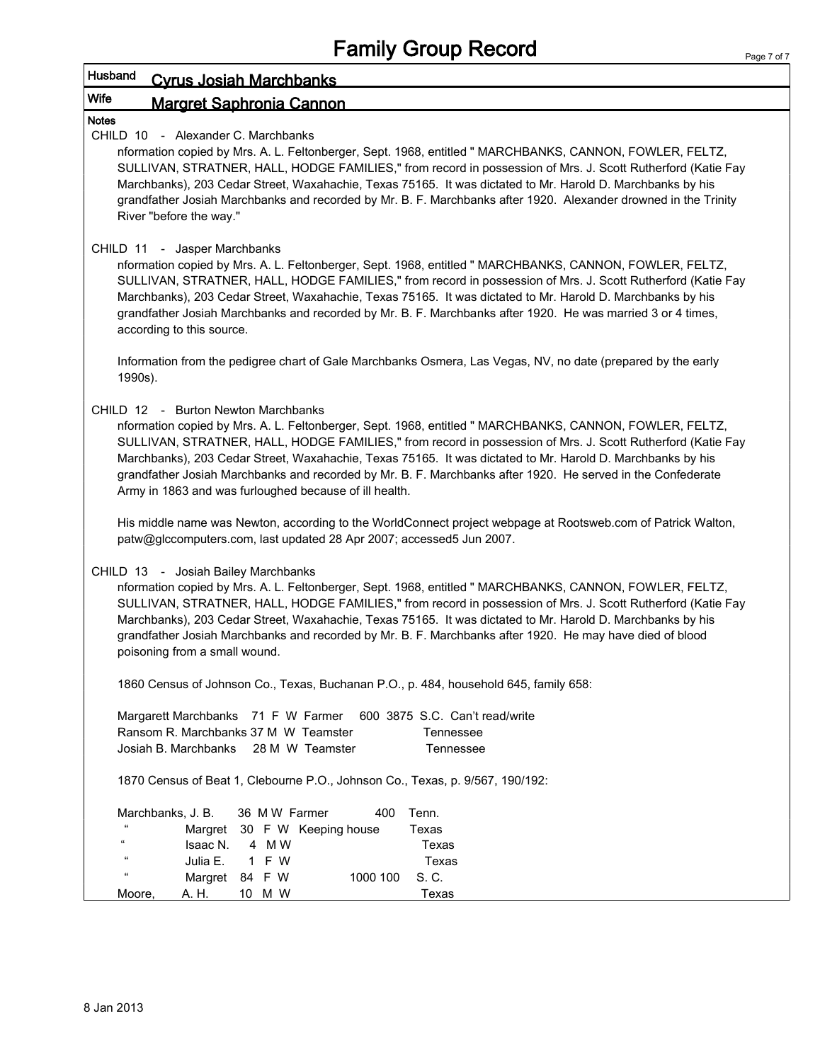# Family Group Record

**Husband** Cyrus Josiah Marchbanks

**Wife** Margret Saphronia Cannon

**Notes**

CHILD 10 - Alexander C. Marchbanks

nformation copied by Mrs. A. L. Feltonberger, Sept. 1968, entitled " MARCHBANKS, CANNON, FOWLER, FELTZ, SULLIVAN, STRATNER, HALL, HODGE FAMILIES," from record in possession of Mrs. J. Scott Rutherford (Katie Fay Marchbanks), 203 Cedar Street, Waxahachie, Texas 75165. It was dictated to Mr. Harold D. Marchbanks by his grandfather Josiah Marchbanks and recorded by Mr. B. F. Marchbanks after 1920. Alexander drowned in the Trinity River "before the way."

CHILD 11 - Jasper Marchbanks

nformation copied by Mrs. A. L. Feltonberger, Sept. 1968, entitled " MARCHBANKS, CANNON, FOWLER, FELTZ, SULLIVAN, STRATNER, HALL, HODGE FAMILIES," from record in possession of Mrs. J. Scott Rutherford (Katie Fay Marchbanks), 203 Cedar Street, Waxahachie, Texas 75165. It was dictated to Mr. Harold D. Marchbanks by his grandfather Josiah Marchbanks and recorded by Mr. B. F. Marchbanks after 1920. He was married 3 or 4 times, according to this source.

Information from the pedigree chart of Gale Marchbanks Osmera, Las Vegas, NV, no date (prepared by the early 1990s).

CHILD 12 - Burton Newton Marchbanks

nformation copied by Mrs. A. L. Feltonberger, Sept. 1968, entitled " MARCHBANKS, CANNON, FOWLER, FELTZ, SULLIVAN, STRATNER, HALL, HODGE FAMILIES," from record in possession of Mrs. J. Scott Rutherford (Katie Fay Marchbanks), 203 Cedar Street, Waxahachie, Texas 75165. It was dictated to Mr. Harold D. Marchbanks by his grandfather Josiah Marchbanks and recorded by Mr. B. F. Marchbanks after 1920. He served in the Confederate Army in 1863 and was furloughed because of ill health.

His middle name was Newton, according to the WorldConnect project webpage at Rootsweb.com of Patrick Walton, patw@glccomputers.com, last updated 28 Apr 2007; accessed5 Jun 2007.

CHILD 13 - Josiah Bailey Marchbanks

nformation copied by Mrs. A. L. Feltonberger, Sept. 1968, entitled " MARCHBANKS, CANNON, FOWLER, FELTZ, SULLIVAN, STRATNER, HALL, HODGE FAMILIES," from record in possession of Mrs. J. Scott Rutherford (Katie Fay Marchbanks), 203 Cedar Street, Waxahachie, Texas 75165. It was dictated to Mr. Harold D. Marchbanks by his grandfather Josiah Marchbanks and recorded by Mr. B. F. Marchbanks after 1920. He may have died of blood poisoning from a small wound.

1860 Census of Johnson Co., Texas, Buchanan P.O., p. 484, household 645, family 658:

| | | | | | | | |
|---|---|---|---|---|---|---|---|
| Margarett Marchbanks | 71 | F | W | Farmer | 600 3875 | S.C. | Can't read/write |
| Ransom R. Marchbanks | 37 | M | W | Teamster | | Tennessee | |
| Josiah B. Marchbanks | 28 | M | W | Teamster | | Tennessee | |

1870 Census of Beat 1, Clebourne P.O., Johnson Co., Texas, p. 9/567, 190/192:

| | | | | | | |
|---|---|---|---|---|---|---|
| Marchbanks, | J. B. | 36 | M W | Farmer | 400 | Tenn. |
| " | Margret | 30 | F W | Keeping house | | Texas |
| " | Isaac N. | 4 | M W | | | Texas |
| " | Julia E. | 1 | F W | | | Texas |
| " | Margret | 84 | F W | | 1000 100 | S. C. |
| Moore, | A. H. | 10 | M W | | | Texas |

8 Jan 2013